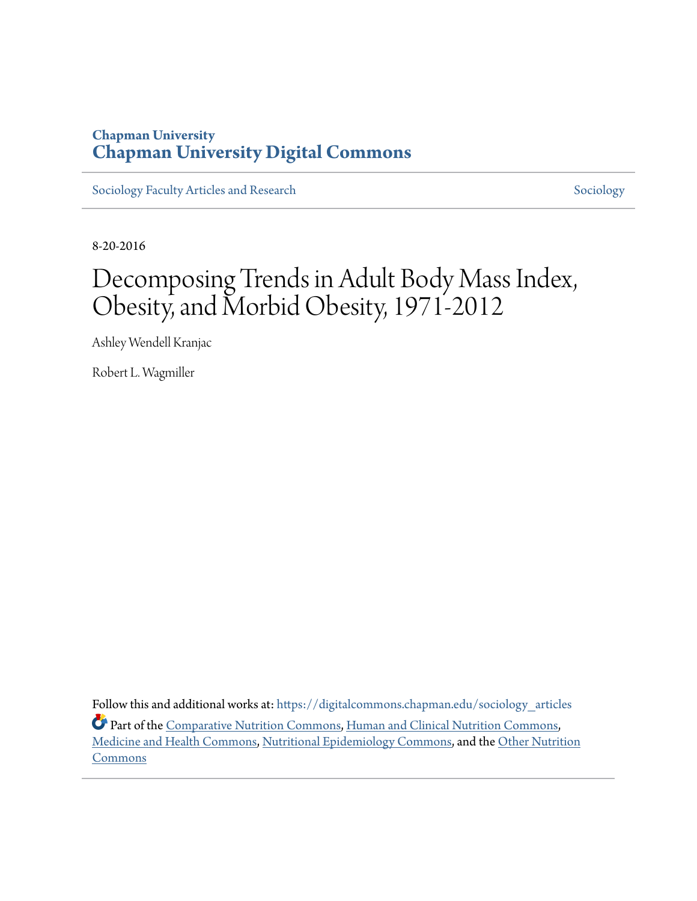Chapman University

# Chapman University Digital Commons

Sociology Faculty Articles and Research | Sociology

8-20-2016

# Decomposing Trends in Adult Body Mass Index, Obesity, and Morbid Obesity, 1971-2012

Ashley Wendell Kranjac

Robert L. Wagmiller

Follow this and additional works at: https://digitalcommons.chapman.edu/sociology_articles

Part of the Comparative Nutrition Commons, Human and Clinical Nutrition Commons, Medicine and Health Commons, Nutritional Epidemiology Commons, and the Other Nutrition Commons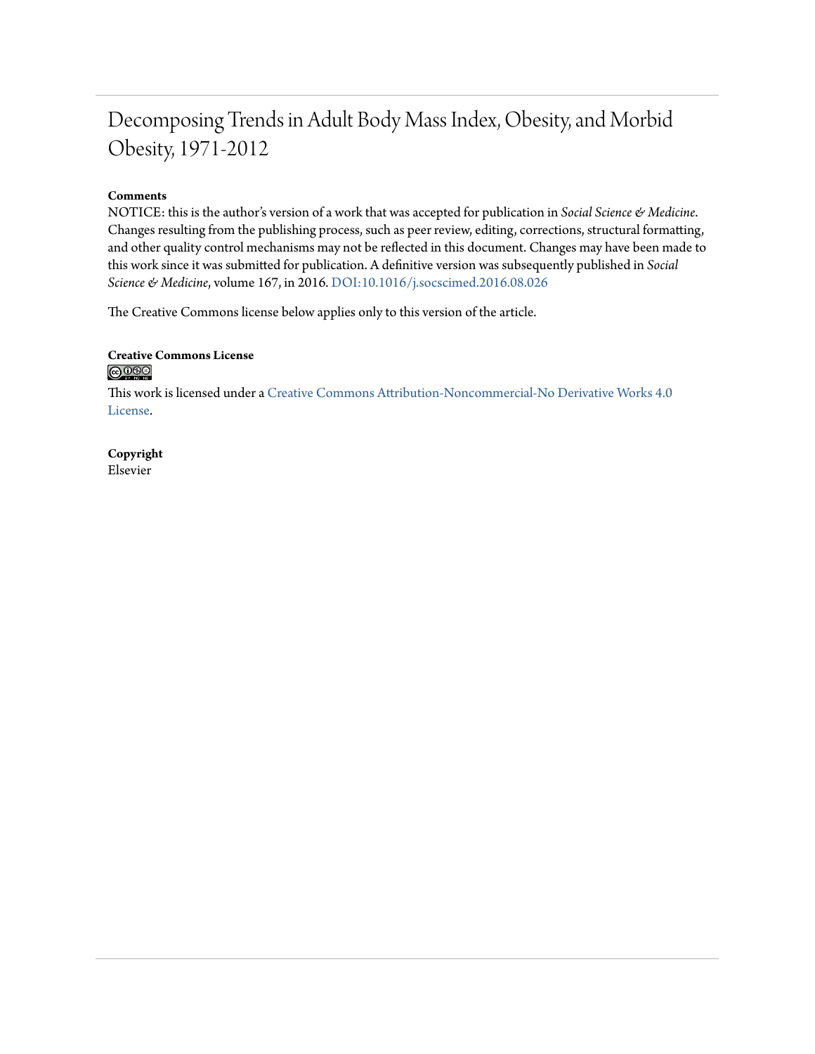# Decomposing Trends in Adult Body Mass Index, Obesity, and Morbid Obesity, 1971-2012

**Comments**

NOTICE: this is the author's version of a work that was accepted for publication in *Social Science & Medicine*. Changes resulting from the publishing process, such as peer review, editing, corrections, structural formatting, and other quality control mechanisms may not be reflected in this document. Changes may have been made to this work since it was submitted for publication. A definitive version was subsequently published in *Social Science & Medicine*, volume 167, in 2016. DOI:10.1016/j.socscimed.2016.08.026

The Creative Commons license below applies only to this version of the article.

**Creative Commons License**

This work is licensed under a Creative Commons Attribution-Noncommercial-No Derivative Works 4.0 License.

**Copyright**

Elsevier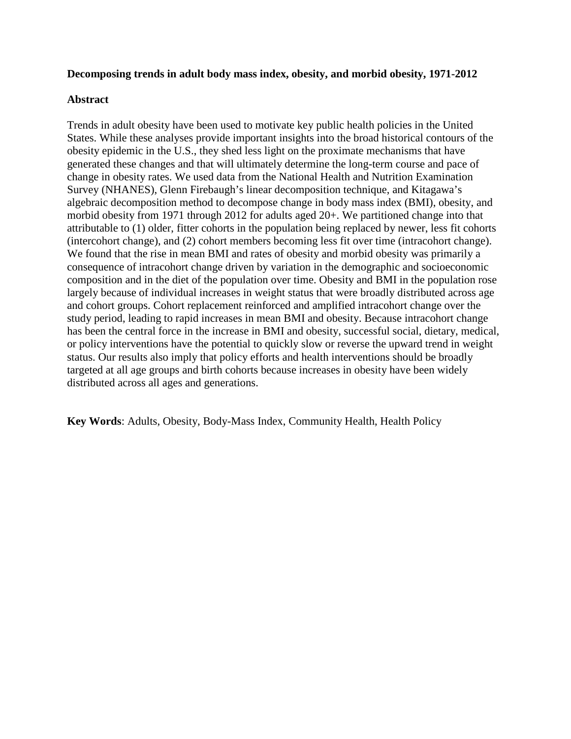**Decomposing trends in adult body mass index, obesity, and morbid obesity, 1971-2012**

**Abstract**

Trends in adult obesity have been used to motivate key public health policies in the United States. While these analyses provide important insights into the broad historical contours of the obesity epidemic in the U.S., they shed less light on the proximate mechanisms that have generated these changes and that will ultimately determine the long-term course and pace of change in obesity rates. We used data from the National Health and Nutrition Examination Survey (NHANES), Glenn Firebaugh's linear decomposition technique, and Kitagawa's algebraic decomposition method to decompose change in body mass index (BMI), obesity, and morbid obesity from 1971 through 2012 for adults aged 20+. We partitioned change into that attributable to (1) older, fitter cohorts in the population being replaced by newer, less fit cohorts (intercohort change), and (2) cohort members becoming less fit over time (intracohort change). We found that the rise in mean BMI and rates of obesity and morbid obesity was primarily a consequence of intracohort change driven by variation in the demographic and socioeconomic composition and in the diet of the population over time. Obesity and BMI in the population rose largely because of individual increases in weight status that were broadly distributed across age and cohort groups. Cohort replacement reinforced and amplified intracohort change over the study period, leading to rapid increases in mean BMI and obesity. Because intracohort change has been the central force in the increase in BMI and obesity, successful social, dietary, medical, or policy interventions have the potential to quickly slow or reverse the upward trend in weight status. Our results also imply that policy efforts and health interventions should be broadly targeted at all age groups and birth cohorts because increases in obesity have been widely distributed across all ages and generations.

**Key Words**: Adults, Obesity, Body-Mass Index, Community Health, Health Policy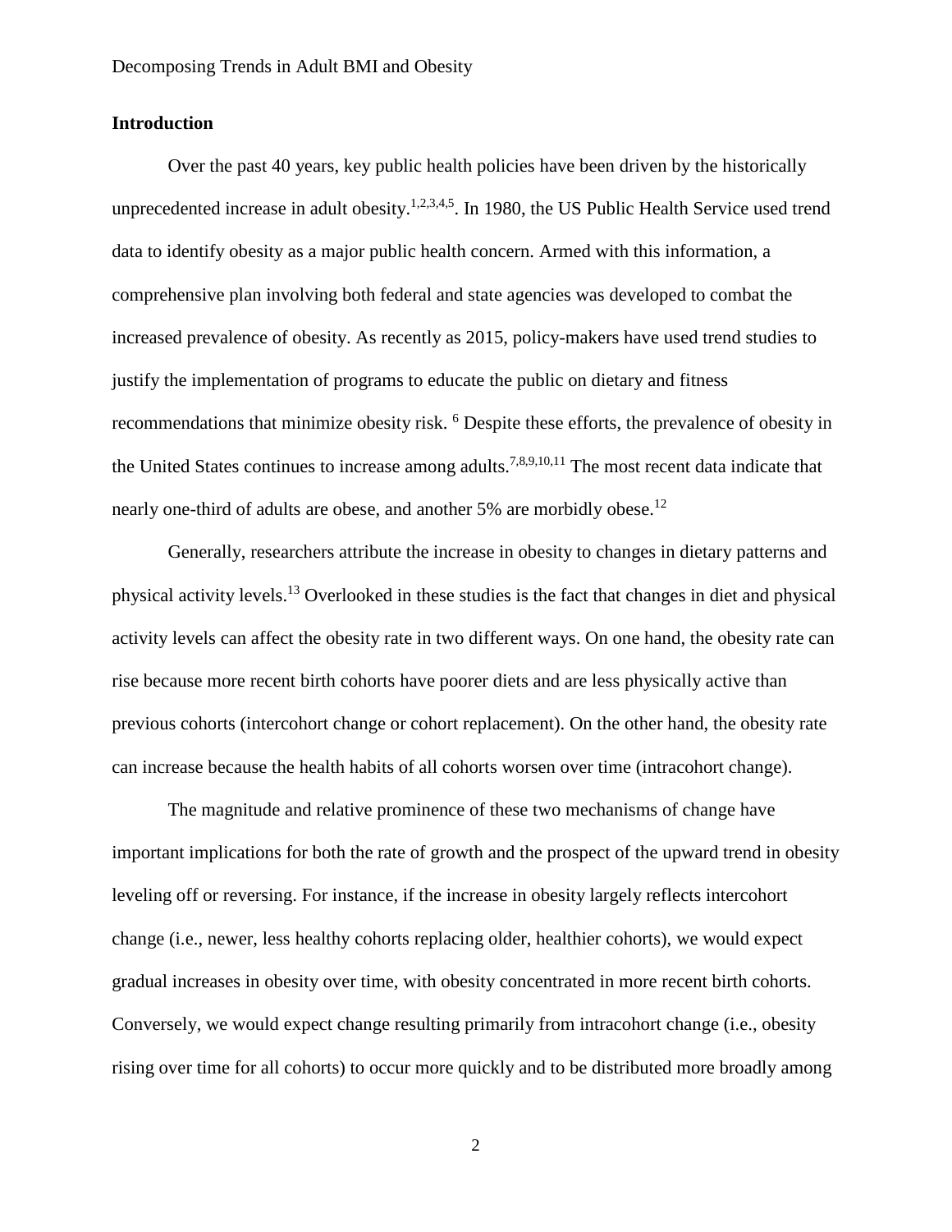## Introduction

Over the past 40 years, key public health policies have been driven by the historically unprecedented increase in adult obesity.[1,2,3,4,5]. In 1980, the US Public Health Service used trend data to identify obesity as a major public health concern. Armed with this information, a comprehensive plan involving both federal and state agencies was developed to combat the increased prevalence of obesity. As recently as 2015, policy-makers have used trend studies to justify the implementation of programs to educate the public on dietary and fitness recommendations that minimize obesity risk. [6] Despite these efforts, the prevalence of obesity in the United States continues to increase among adults.[7,8,9,10,11] The most recent data indicate that nearly one-third of adults are obese, and another 5% are morbidly obese.[12]

Generally, researchers attribute the increase in obesity to changes in dietary patterns and physical activity levels.[13] Overlooked in these studies is the fact that changes in diet and physical activity levels can affect the obesity rate in two different ways. On one hand, the obesity rate can rise because more recent birth cohorts have poorer diets and are less physically active than previous cohorts (intercohort change or cohort replacement). On the other hand, the obesity rate can increase because the health habits of all cohorts worsen over time (intracohort change).

The magnitude and relative prominence of these two mechanisms of change have important implications for both the rate of growth and the prospect of the upward trend in obesity leveling off or reversing. For instance, if the increase in obesity largely reflects intercohort change (i.e., newer, less healthy cohorts replacing older, healthier cohorts), we would expect gradual increases in obesity over time, with obesity concentrated in more recent birth cohorts. Conversely, we would expect change resulting primarily from intracohort change (i.e., obesity rising over time for all cohorts) to occur more quickly and to be distributed more broadly among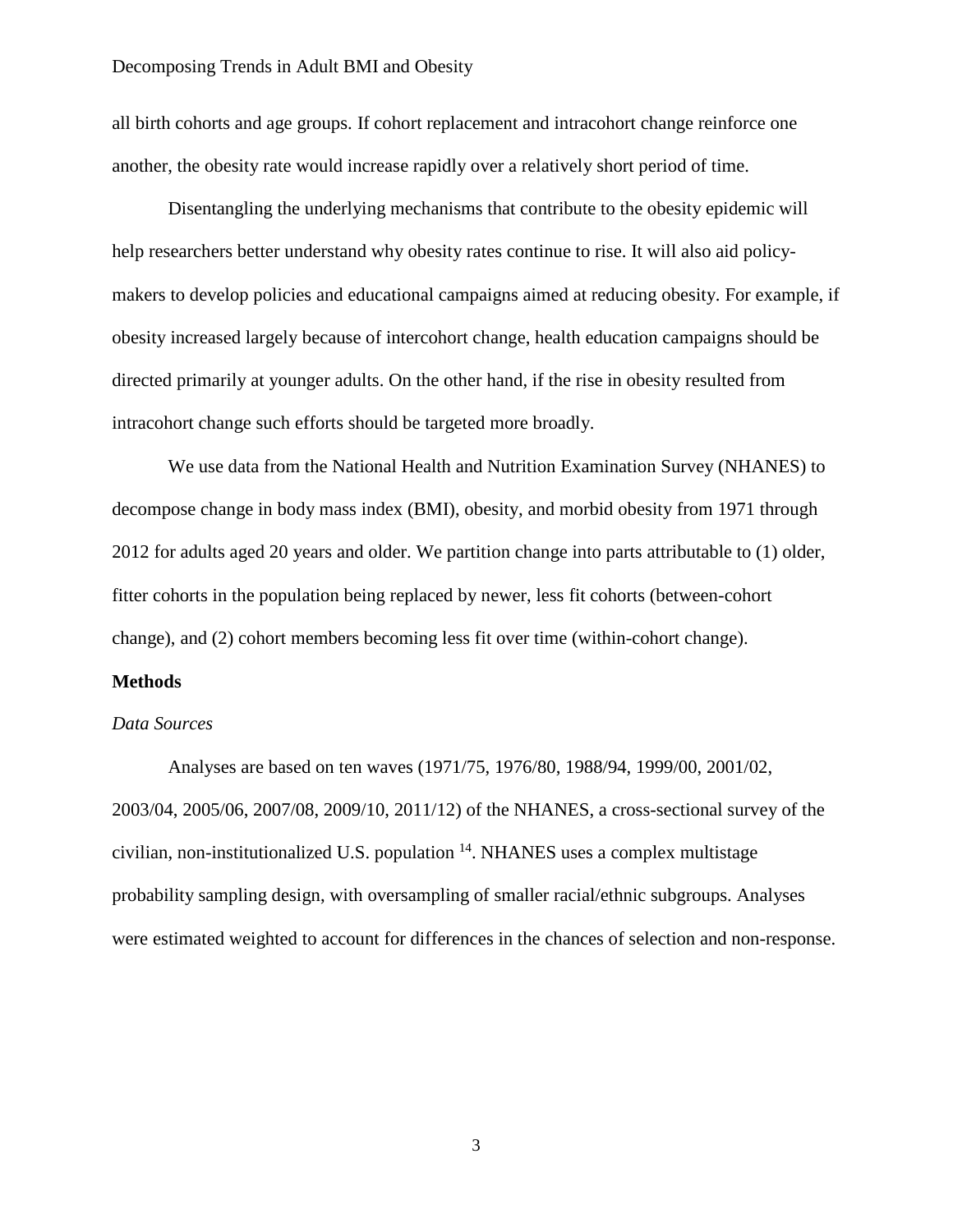all birth cohorts and age groups. If cohort replacement and intracohort change reinforce one another, the obesity rate would increase rapidly over a relatively short period of time.

Disentangling the underlying mechanisms that contribute to the obesity epidemic will help researchers better understand why obesity rates continue to rise. It will also aid policy-makers to develop policies and educational campaigns aimed at reducing obesity. For example, if obesity increased largely because of intercohort change, health education campaigns should be directed primarily at younger adults. On the other hand, if the rise in obesity resulted from intracohort change such efforts should be targeted more broadly.

We use data from the National Health and Nutrition Examination Survey (NHANES) to decompose change in body mass index (BMI), obesity, and morbid obesity from 1971 through 2012 for adults aged 20 years and older. We partition change into parts attributable to (1) older, fitter cohorts in the population being replaced by newer, less fit cohorts (between-cohort change), and (2) cohort members becoming less fit over time (within-cohort change).

## Methods

### *Data Sources*

Analyses are based on ten waves (1971/75, 1976/80, 1988/94, 1999/00, 2001/02, 2003/04, 2005/06, 2007/08, 2009/10, 2011/12) of the NHANES, a cross-sectional survey of the civilian, non-institutionalized U.S. population [14]. NHANES uses a complex multistage probability sampling design, with oversampling of smaller racial/ethnic subgroups. Analyses were estimated weighted to account for differences in the chances of selection and non-response.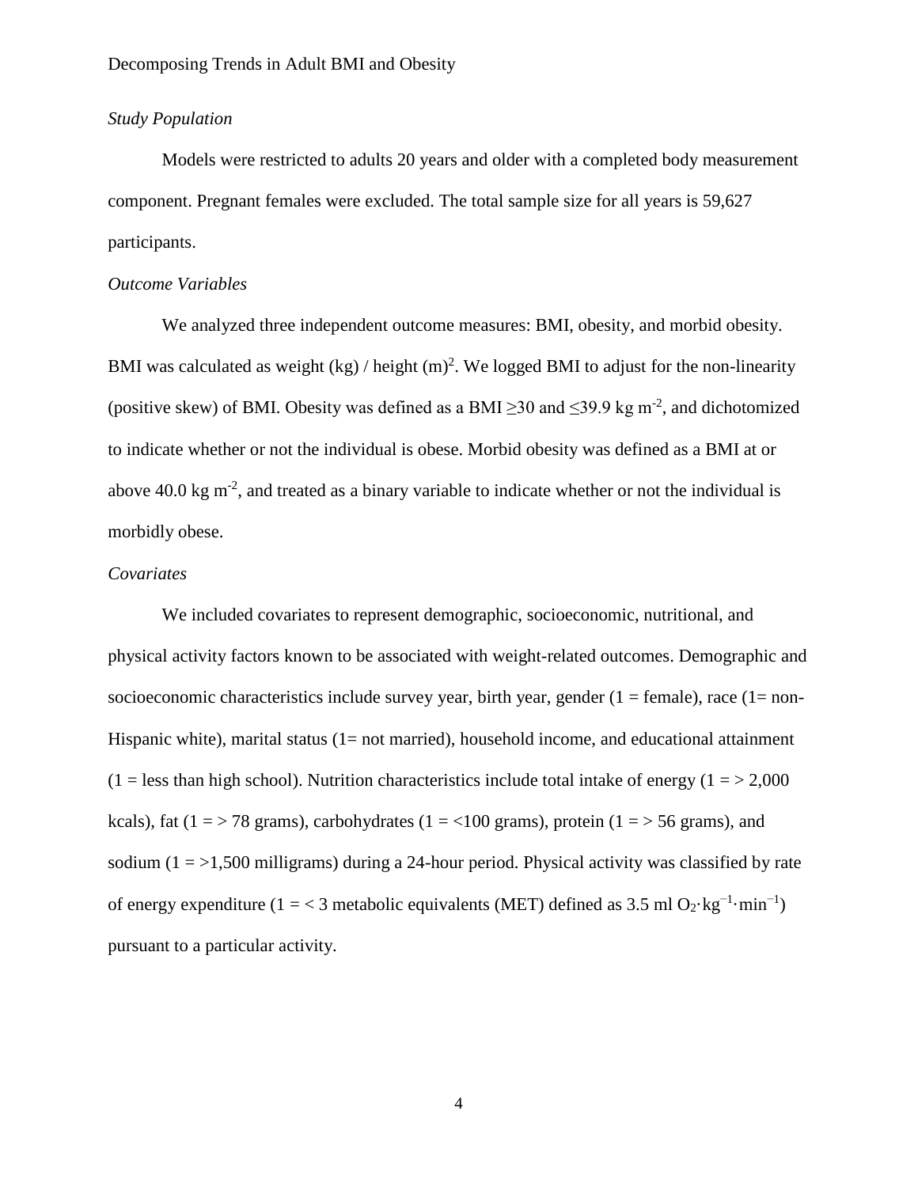*Study Population*

Models were restricted to adults 20 years and older with a completed body measurement component. Pregnant females were excluded. The total sample size for all years is 59,627 participants.

*Outcome Variables*

We analyzed three independent outcome measures: BMI, obesity, and morbid obesity. BMI was calculated as weight (kg) / height $(m)^2$. We logged BMI to adjust for the non-linearity (positive skew) of BMI. Obesity was defined as a BMI $\geq$30 and $\leq$39.9 kg $m^{-2}$, and dichotomized to indicate whether or not the individual is obese. Morbid obesity was defined as a BMI at or above 40.0 kg $m^{-2}$, and treated as a binary variable to indicate whether or not the individual is morbidly obese.

*Covariates*

We included covariates to represent demographic, socioeconomic, nutritional, and physical activity factors known to be associated with weight-related outcomes. Demographic and socioeconomic characteristics include survey year, birth year, gender (1 = female), race (1= non-Hispanic white), marital status (1= not married), household income, and educational attainment (1 = less than high school). Nutrition characteristics include total intake of energy (1 = > 2,000 kcals), fat (1 = > 78 grams), carbohydrates (1 = <100 grams), protein (1 = > 56 grams), and sodium (1 = >1,500 milligrams) during a 24-hour period. Physical activity was classified by rate of energy expenditure (1 = < 3 metabolic equivalents (MET) defined as 3.5 ml $O_2 \cdot kg^{-1} \cdot min^{-1}$) pursuant to a particular activity.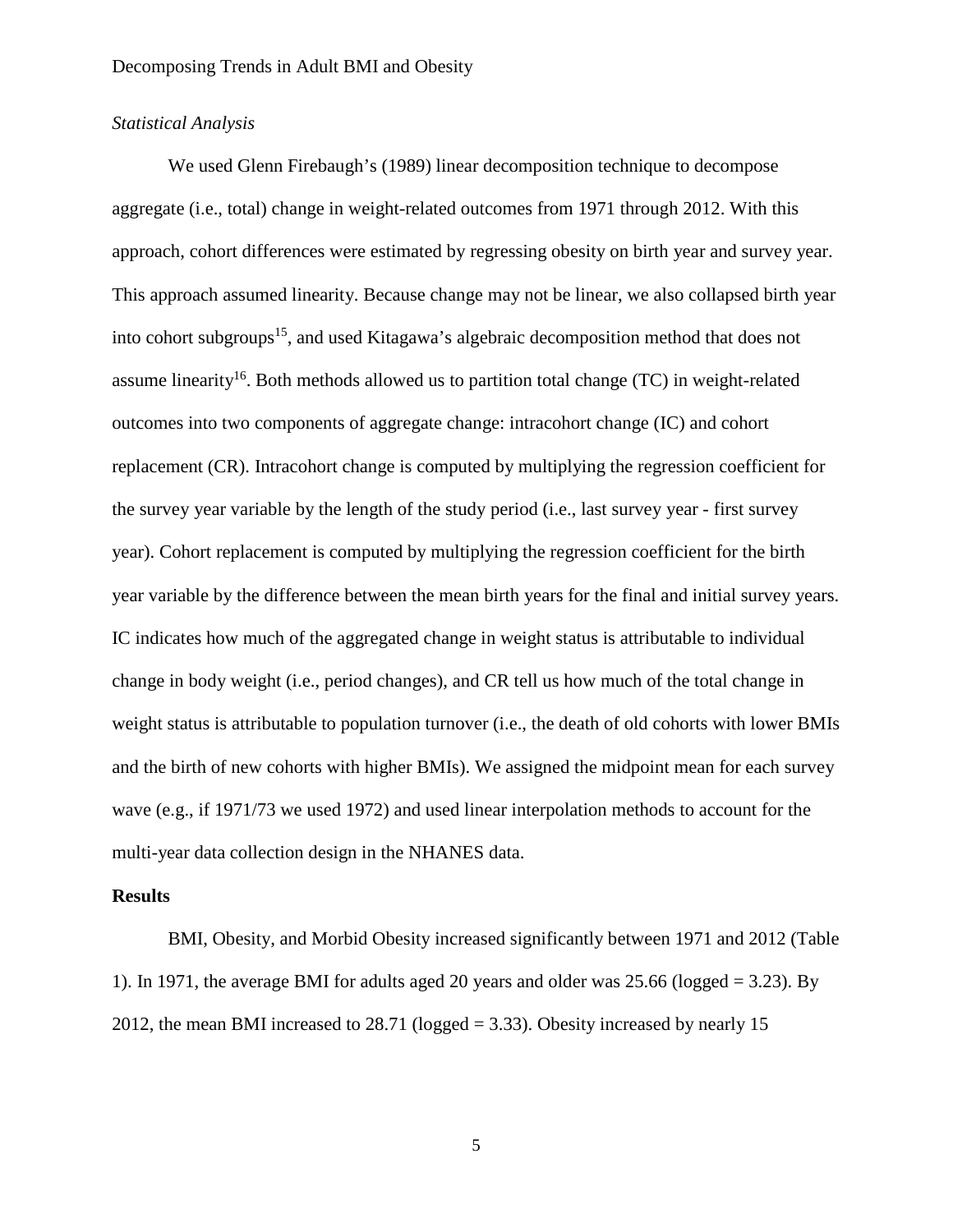*Statistical Analysis*

We used Glenn Firebaugh's (1989) linear decomposition technique to decompose aggregate (i.e., total) change in weight-related outcomes from 1971 through 2012. With this approach, cohort differences were estimated by regressing obesity on birth year and survey year. This approach assumed linearity. Because change may not be linear, we also collapsed birth year into cohort subgroups[15], and used Kitagawa's algebraic decomposition method that does not assume linearity[16]. Both methods allowed us to partition total change (TC) in weight-related outcomes into two components of aggregate change: intracohort change (IC) and cohort replacement (CR). Intracohort change is computed by multiplying the regression coefficient for the survey year variable by the length of the study period (i.e., last survey year - first survey year). Cohort replacement is computed by multiplying the regression coefficient for the birth year variable by the difference between the mean birth years for the final and initial survey years. IC indicates how much of the aggregated change in weight status is attributable to individual change in body weight (i.e., period changes), and CR tell us how much of the total change in weight status is attributable to population turnover (i.e., the death of old cohorts with lower BMIs and the birth of new cohorts with higher BMIs). We assigned the midpoint mean for each survey wave (e.g., if 1971/73 we used 1972) and used linear interpolation methods to account for the multi-year data collection design in the NHANES data.

## Results

BMI, Obesity, and Morbid Obesity increased significantly between 1971 and 2012 (Table 1). In 1971, the average BMI for adults aged 20 years and older was 25.66 (logged = 3.23). By 2012, the mean BMI increased to 28.71 (logged = 3.33). Obesity increased by nearly 15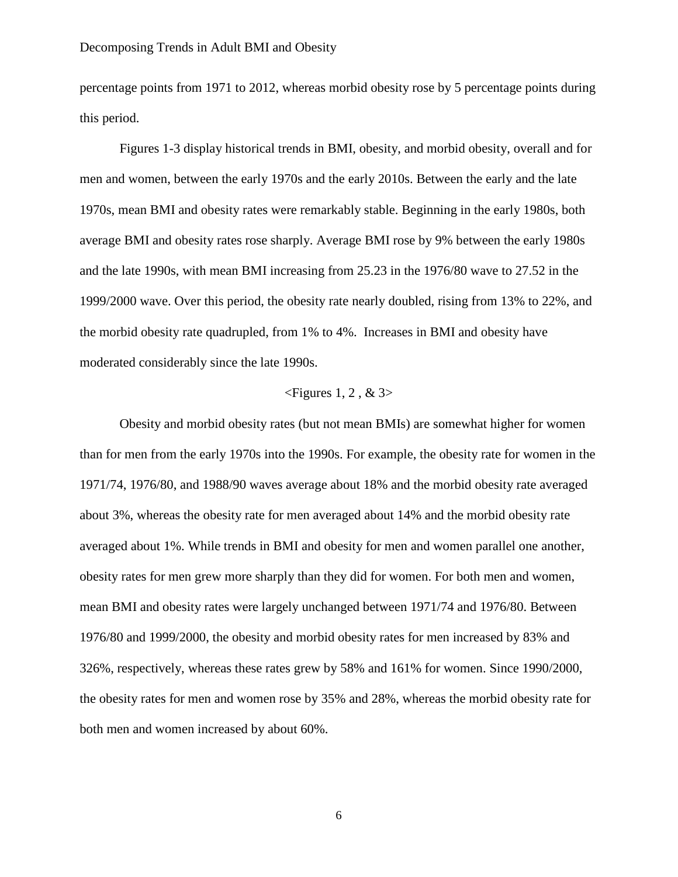percentage points from 1971 to 2012, whereas morbid obesity rose by 5 percentage points during this period.

Figures 1-3 display historical trends in BMI, obesity, and morbid obesity, overall and for men and women, between the early 1970s and the early 2010s. Between the early and the late 1970s, mean BMI and obesity rates were remarkably stable. Beginning in the early 1980s, both average BMI and obesity rates rose sharply. Average BMI rose by 9% between the early 1980s and the late 1990s, with mean BMI increasing from 25.23 in the 1976/80 wave to 27.52 in the 1999/2000 wave. Over this period, the obesity rate nearly doubled, rising from 13% to 22%, and the morbid obesity rate quadrupled, from 1% to 4%. Increases in BMI and obesity have moderated considerably since the late 1990s.

<Figures 1, 2 , & 3>

Obesity and morbid obesity rates (but not mean BMIs) are somewhat higher for women than for men from the early 1970s into the 1990s. For example, the obesity rate for women in the 1971/74, 1976/80, and 1988/90 waves average about 18% and the morbid obesity rate averaged about 3%, whereas the obesity rate for men averaged about 14% and the morbid obesity rate averaged about 1%. While trends in BMI and obesity for men and women parallel one another, obesity rates for men grew more sharply than they did for women. For both men and women, mean BMI and obesity rates were largely unchanged between 1971/74 and 1976/80. Between 1976/80 and 1999/2000, the obesity and morbid obesity rates for men increased by 83% and 326%, respectively, whereas these rates grew by 58% and 161% for women. Since 1990/2000, the obesity rates for men and women rose by 35% and 28%, whereas the morbid obesity rate for both men and women increased by about 60%.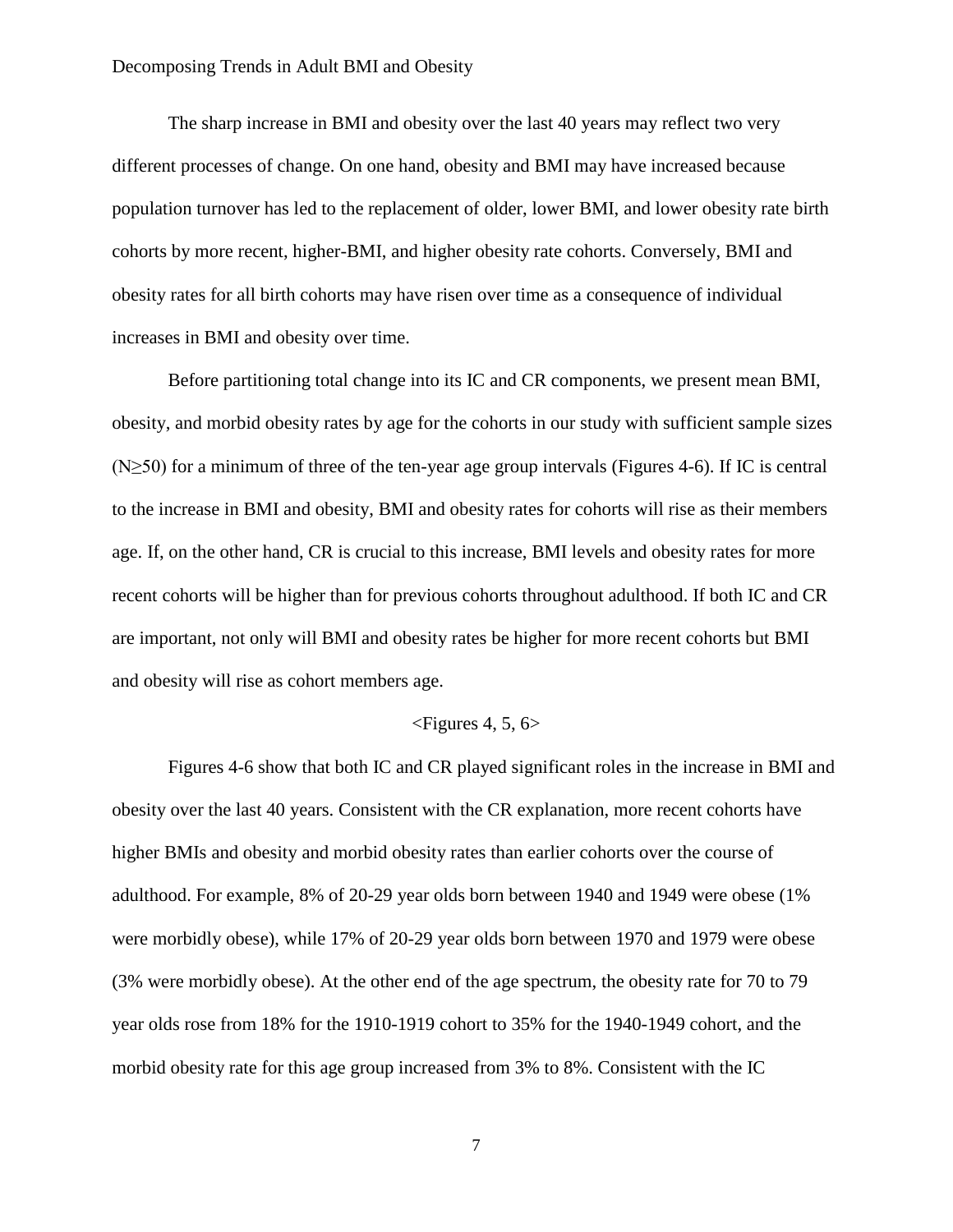The sharp increase in BMI and obesity over the last 40 years may reflect two very different processes of change. On one hand, obesity and BMI may have increased because population turnover has led to the replacement of older, lower BMI, and lower obesity rate birth cohorts by more recent, higher-BMI, and higher obesity rate cohorts. Conversely, BMI and obesity rates for all birth cohorts may have risen over time as a consequence of individual increases in BMI and obesity over time.

Before partitioning total change into its IC and CR components, we present mean BMI, obesity, and morbid obesity rates by age for the cohorts in our study with sufficient sample sizes ($N \geq 50$) for a minimum of three of the ten-year age group intervals (Figures 4-6). If IC is central to the increase in BMI and obesity, BMI and obesity rates for cohorts will rise as their members age. If, on the other hand, CR is crucial to this increase, BMI levels and obesity rates for more recent cohorts will be higher than for previous cohorts throughout adulthood. If both IC and CR are important, not only will BMI and obesity rates be higher for more recent cohorts but BMI and obesity will rise as cohort members age.

<Figures 4, 5, 6>

Figures 4-6 show that both IC and CR played significant roles in the increase in BMI and obesity over the last 40 years. Consistent with the CR explanation, more recent cohorts have higher BMIs and obesity and morbid obesity rates than earlier cohorts over the course of adulthood. For example, 8% of 20-29 year olds born between 1940 and 1949 were obese (1% were morbidly obese), while 17% of 20-29 year olds born between 1970 and 1979 were obese (3% were morbidly obese). At the other end of the age spectrum, the obesity rate for 70 to 79 year olds rose from 18% for the 1910-1919 cohort to 35% for the 1940-1949 cohort, and the morbid obesity rate for this age group increased from 3% to 8%. Consistent with the IC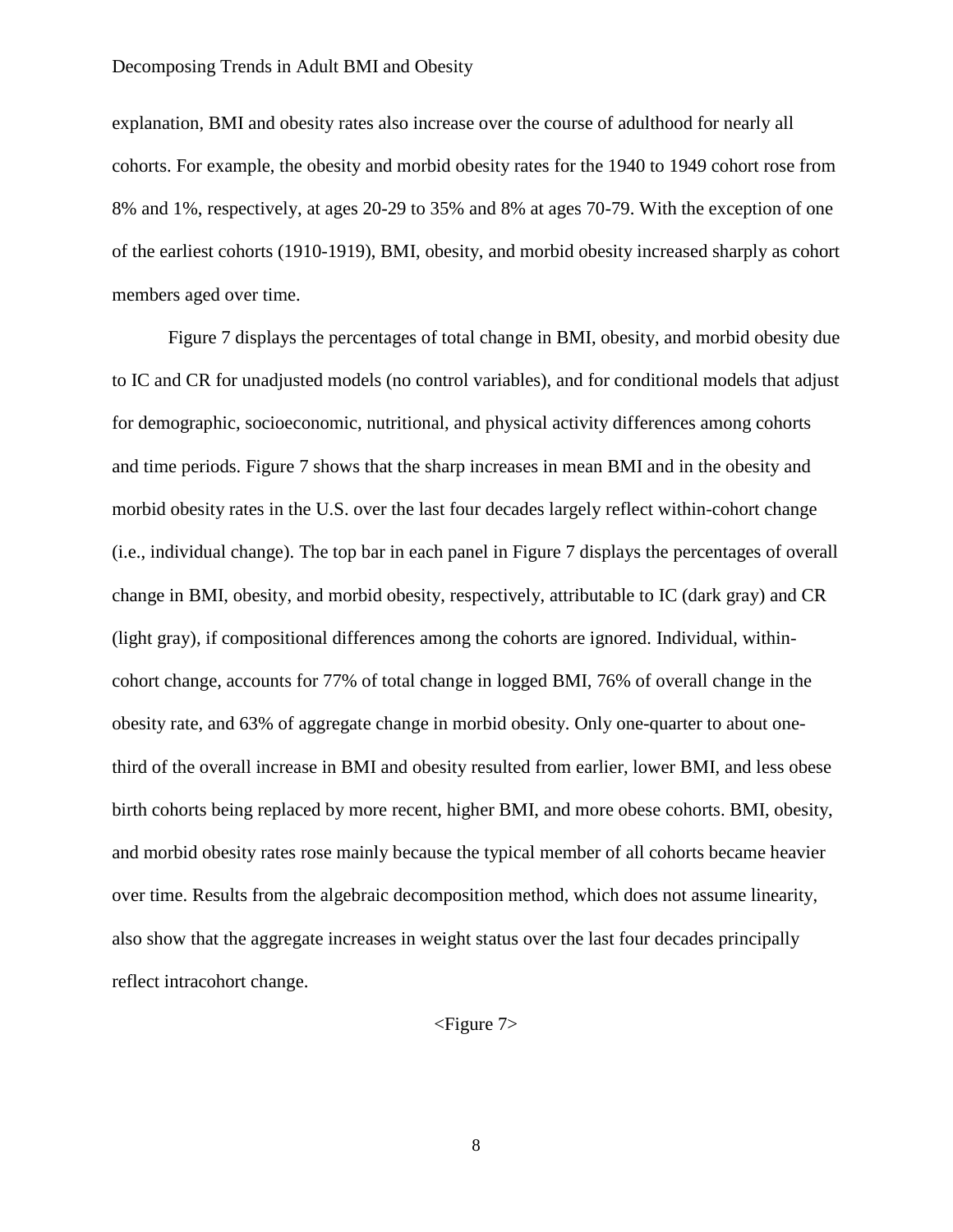explanation, BMI and obesity rates also increase over the course of adulthood for nearly all cohorts. For example, the obesity and morbid obesity rates for the 1940 to 1949 cohort rose from 8% and 1%, respectively, at ages 20-29 to 35% and 8% at ages 70-79. With the exception of one of the earliest cohorts (1910-1919), BMI, obesity, and morbid obesity increased sharply as cohort members aged over time.

Figure 7 displays the percentages of total change in BMI, obesity, and morbid obesity due to IC and CR for unadjusted models (no control variables), and for conditional models that adjust for demographic, socioeconomic, nutritional, and physical activity differences among cohorts and time periods. Figure 7 shows that the sharp increases in mean BMI and in the obesity and morbid obesity rates in the U.S. over the last four decades largely reflect within-cohort change (i.e., individual change). The top bar in each panel in Figure 7 displays the percentages of overall change in BMI, obesity, and morbid obesity, respectively, attributable to IC (dark gray) and CR (light gray), if compositional differences among the cohorts are ignored. Individual, within-cohort change, accounts for 77% of total change in logged BMI, 76% of overall change in the obesity rate, and 63% of aggregate change in morbid obesity. Only one-quarter to about one-third of the overall increase in BMI and obesity resulted from earlier, lower BMI, and less obese birth cohorts being replaced by more recent, higher BMI, and more obese cohorts. BMI, obesity, and morbid obesity rates rose mainly because the typical member of all cohorts became heavier over time. Results from the algebraic decomposition method, which does not assume linearity, also show that the aggregate increases in weight status over the last four decades principally reflect intracohort change.

<Figure 7>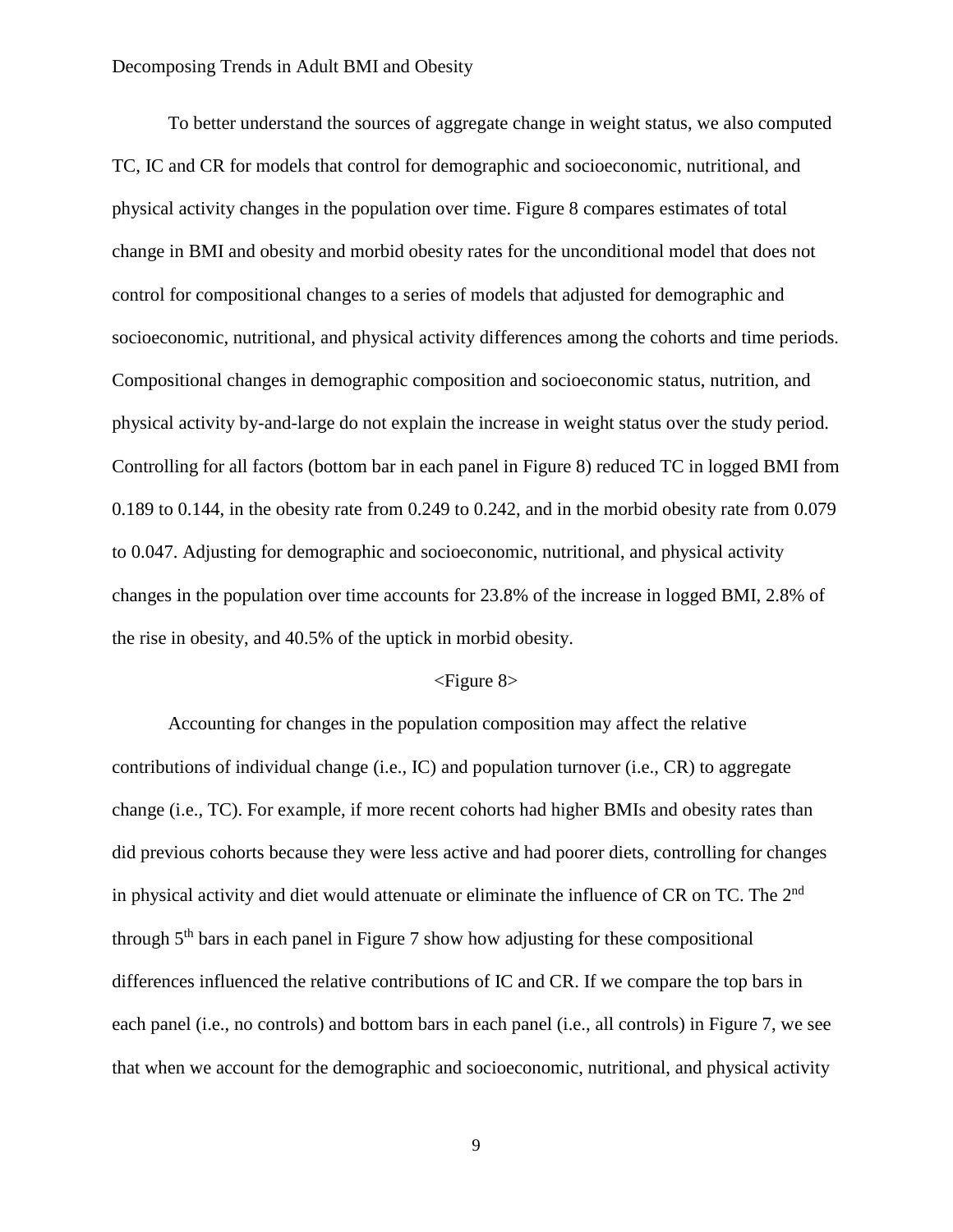To better understand the sources of aggregate change in weight status, we also computed TC, IC and CR for models that control for demographic and socioeconomic, nutritional, and physical activity changes in the population over time. Figure 8 compares estimates of total change in BMI and obesity and morbid obesity rates for the unconditional model that does not control for compositional changes to a series of models that adjusted for demographic and socioeconomic, nutritional, and physical activity differences among the cohorts and time periods. Compositional changes in demographic composition and socioeconomic status, nutrition, and physical activity by-and-large do not explain the increase in weight status over the study period. Controlling for all factors (bottom bar in each panel in Figure 8) reduced TC in logged BMI from 0.189 to 0.144, in the obesity rate from 0.249 to 0.242, and in the morbid obesity rate from 0.079 to 0.047. Adjusting for demographic and socioeconomic, nutritional, and physical activity changes in the population over time accounts for 23.8% of the increase in logged BMI, 2.8% of the rise in obesity, and 40.5% of the uptick in morbid obesity.

<Figure 8>

Accounting for changes in the population composition may affect the relative contributions of individual change (i.e., IC) and population turnover (i.e., CR) to aggregate change (i.e., TC). For example, if more recent cohorts had higher BMIs and obesity rates than did previous cohorts because they were less active and had poorer diets, controlling for changes in physical activity and diet would attenuate or eliminate the influence of CR on TC. The 2nd through 5th bars in each panel in Figure 7 show how adjusting for these compositional differences influenced the relative contributions of IC and CR. If we compare the top bars in each panel (i.e., no controls) and bottom bars in each panel (i.e., all controls) in Figure 7, we see that when we account for the demographic and socioeconomic, nutritional, and physical activity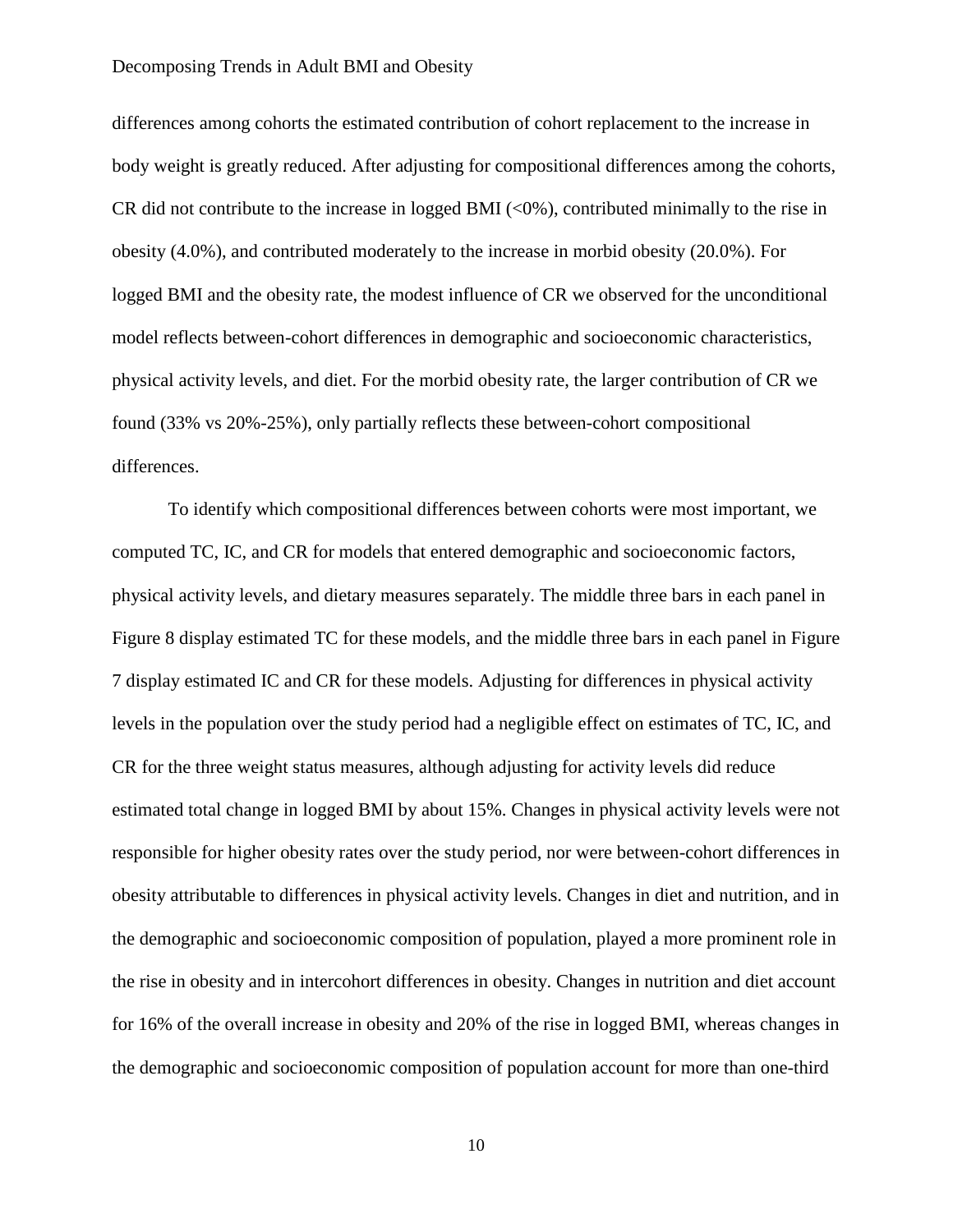differences among cohorts the estimated contribution of cohort replacement to the increase in body weight is greatly reduced. After adjusting for compositional differences among the cohorts, CR did not contribute to the increase in logged BMI (<0%), contributed minimally to the rise in obesity (4.0%), and contributed moderately to the increase in morbid obesity (20.0%). For logged BMI and the obesity rate, the modest influence of CR we observed for the unconditional model reflects between-cohort differences in demographic and socioeconomic characteristics, physical activity levels, and diet. For the morbid obesity rate, the larger contribution of CR we found (33% vs 20%-25%), only partially reflects these between-cohort compositional differences.

To identify which compositional differences between cohorts were most important, we computed TC, IC, and CR for models that entered demographic and socioeconomic factors, physical activity levels, and dietary measures separately. The middle three bars in each panel in Figure 8 display estimated TC for these models, and the middle three bars in each panel in Figure 7 display estimated IC and CR for these models. Adjusting for differences in physical activity levels in the population over the study period had a negligible effect on estimates of TC, IC, and CR for the three weight status measures, although adjusting for activity levels did reduce estimated total change in logged BMI by about 15%. Changes in physical activity levels were not responsible for higher obesity rates over the study period, nor were between-cohort differences in obesity attributable to differences in physical activity levels. Changes in diet and nutrition, and in the demographic and socioeconomic composition of population, played a more prominent role in the rise in obesity and in intercohort differences in obesity. Changes in nutrition and diet account for 16% of the overall increase in obesity and 20% of the rise in logged BMI, whereas changes in the demographic and socioeconomic composition of population account for more than one-third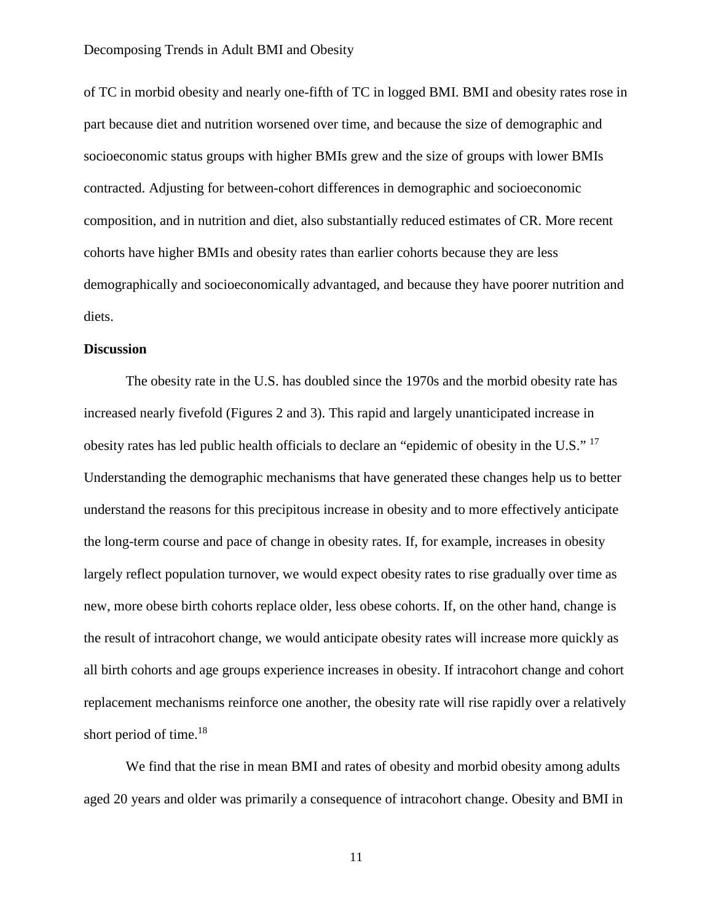of TC in morbid obesity and nearly one-fifth of TC in logged BMI. BMI and obesity rates rose in part because diet and nutrition worsened over time, and because the size of demographic and socioeconomic status groups with higher BMIs grew and the size of groups with lower BMIs contracted. Adjusting for between-cohort differences in demographic and socioeconomic composition, and in nutrition and diet, also substantially reduced estimates of CR. More recent cohorts have higher BMIs and obesity rates than earlier cohorts because they are less demographically and socioeconomically advantaged, and because they have poorer nutrition and diets.

**Discussion**

The obesity rate in the U.S. has doubled since the 1970s and the morbid obesity rate has increased nearly fivefold (Figures 2 and 3). This rapid and largely unanticipated increase in obesity rates has led public health officials to declare an "epidemic of obesity in the U.S." [17] Understanding the demographic mechanisms that have generated these changes help us to better understand the reasons for this precipitous increase in obesity and to more effectively anticipate the long-term course and pace of change in obesity rates. If, for example, increases in obesity largely reflect population turnover, we would expect obesity rates to rise gradually over time as new, more obese birth cohorts replace older, less obese cohorts. If, on the other hand, change is the result of intracohort change, we would anticipate obesity rates will increase more quickly as all birth cohorts and age groups experience increases in obesity. If intracohort change and cohort replacement mechanisms reinforce one another, the obesity rate will rise rapidly over a relatively short period of time.[18]

We find that the rise in mean BMI and rates of obesity and morbid obesity among adults aged 20 years and older was primarily a consequence of intracohort change. Obesity and BMI in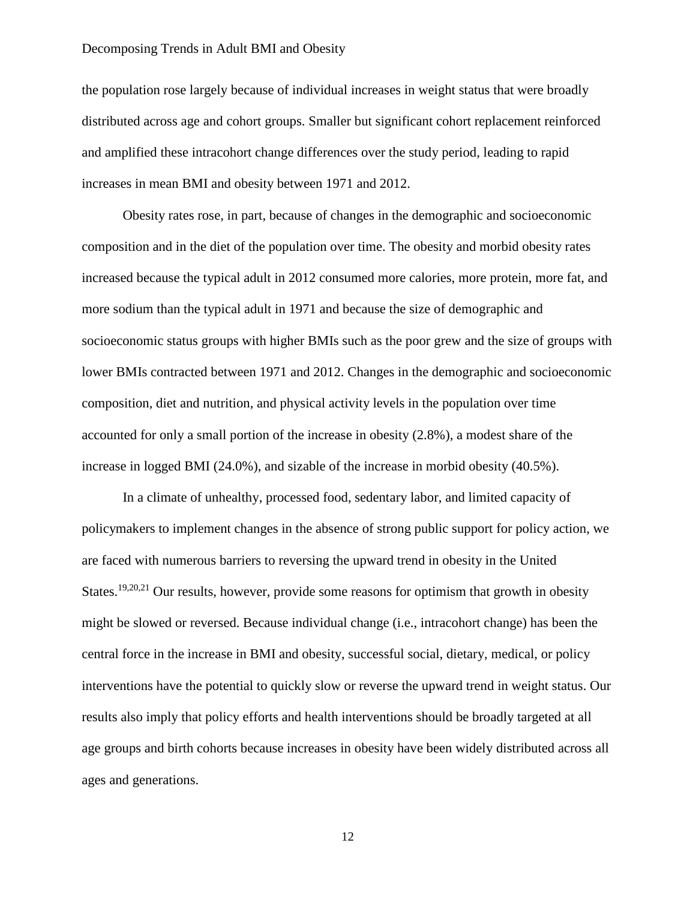the population rose largely because of individual increases in weight status that were broadly distributed across age and cohort groups. Smaller but significant cohort replacement reinforced and amplified these intracohort change differences over the study period, leading to rapid increases in mean BMI and obesity between 1971 and 2012.

Obesity rates rose, in part, because of changes in the demographic and socioeconomic composition and in the diet of the population over time. The obesity and morbid obesity rates increased because the typical adult in 2012 consumed more calories, more protein, more fat, and more sodium than the typical adult in 1971 and because the size of demographic and socioeconomic status groups with higher BMIs such as the poor grew and the size of groups with lower BMIs contracted between 1971 and 2012. Changes in the demographic and socioeconomic composition, diet and nutrition, and physical activity levels in the population over time accounted for only a small portion of the increase in obesity (2.8%), a modest share of the increase in logged BMI (24.0%), and sizable of the increase in morbid obesity (40.5%).

In a climate of unhealthy, processed food, sedentary labor, and limited capacity of policymakers to implement changes in the absence of strong public support for policy action, we are faced with numerous barriers to reversing the upward trend in obesity in the United States.[19,20,21] Our results, however, provide some reasons for optimism that growth in obesity might be slowed or reversed. Because individual change (i.e., intracohort change) has been the central force in the increase in BMI and obesity, successful social, dietary, medical, or policy interventions have the potential to quickly slow or reverse the upward trend in weight status. Our results also imply that policy efforts and health interventions should be broadly targeted at all age groups and birth cohorts because increases in obesity have been widely distributed across all ages and generations.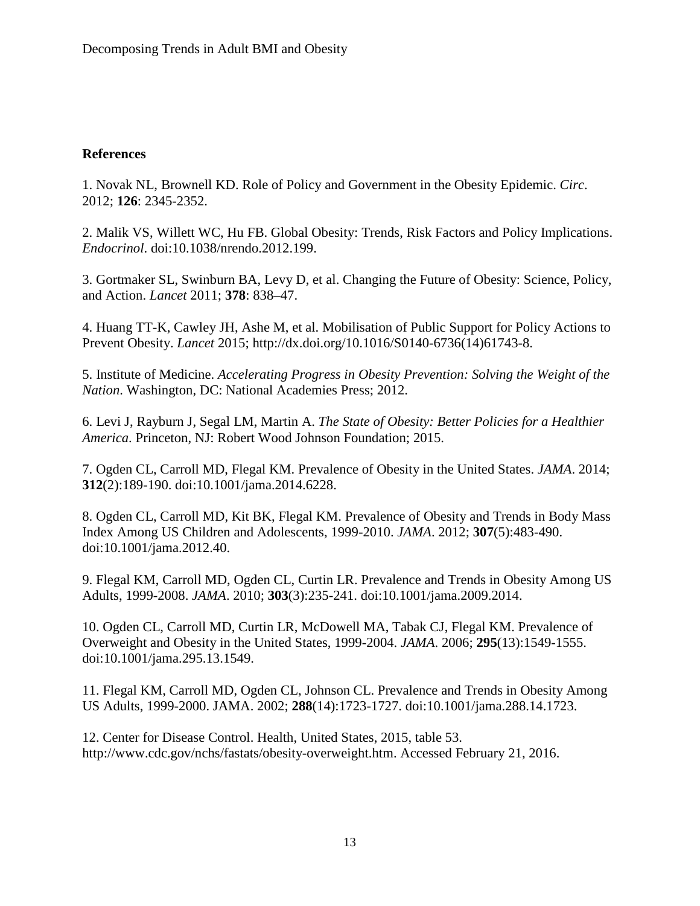## References

1. Novak NL, Brownell KD. Role of Policy and Government in the Obesity Epidemic. *Circ*. 2012; **126**: 2345-2352.

2. Malik VS, Willett WC, Hu FB. Global Obesity: Trends, Risk Factors and Policy Implications. *Endocrinol*. doi:10.1038/nrendo.2012.199.

3. Gortmaker SL, Swinburn BA, Levy D, et al. Changing the Future of Obesity: Science, Policy, and Action. *Lancet* 2011; **378**: 838–47.

4. Huang TT-K, Cawley JH, Ashe M, et al. Mobilisation of Public Support for Policy Actions to Prevent Obesity. *Lancet* 2015; http://dx.doi.org/10.1016/S0140-6736(14)61743-8.

5. Institute of Medicine. *Accelerating Progress in Obesity Prevention: Solving the Weight of the Nation*. Washington, DC: National Academies Press; 2012.

6. Levi J, Rayburn J, Segal LM, Martin A. *The State of Obesity: Better Policies for a Healthier America*. Princeton, NJ: Robert Wood Johnson Foundation; 2015.

7. Ogden CL, Carroll MD, Flegal KM. Prevalence of Obesity in the United States. *JAMA*. 2014; **312**(2):189-190. doi:10.1001/jama.2014.6228.

8. Ogden CL, Carroll MD, Kit BK, Flegal KM. Prevalence of Obesity and Trends in Body Mass Index Among US Children and Adolescents, 1999-2010. *JAMA*. 2012; **307**(5):483-490. doi:10.1001/jama.2012.40.

9. Flegal KM, Carroll MD, Ogden CL, Curtin LR. Prevalence and Trends in Obesity Among US Adults, 1999-2008. *JAMA*. 2010; **303**(3):235-241. doi:10.1001/jama.2009.2014.

10. Ogden CL, Carroll MD, Curtin LR, McDowell MA, Tabak CJ, Flegal KM. Prevalence of Overweight and Obesity in the United States, 1999-2004. *JAMA*. 2006; **295**(13):1549-1555. doi:10.1001/jama.295.13.1549.

11. Flegal KM, Carroll MD, Ogden CL, Johnson CL. Prevalence and Trends in Obesity Among US Adults, 1999-2000. JAMA. 2002; **288**(14):1723-1727. doi:10.1001/jama.288.14.1723.

12. Center for Disease Control. Health, United States, 2015, table 53. http://www.cdc.gov/nchs/fastats/obesity-overweight.htm. Accessed February 21, 2016.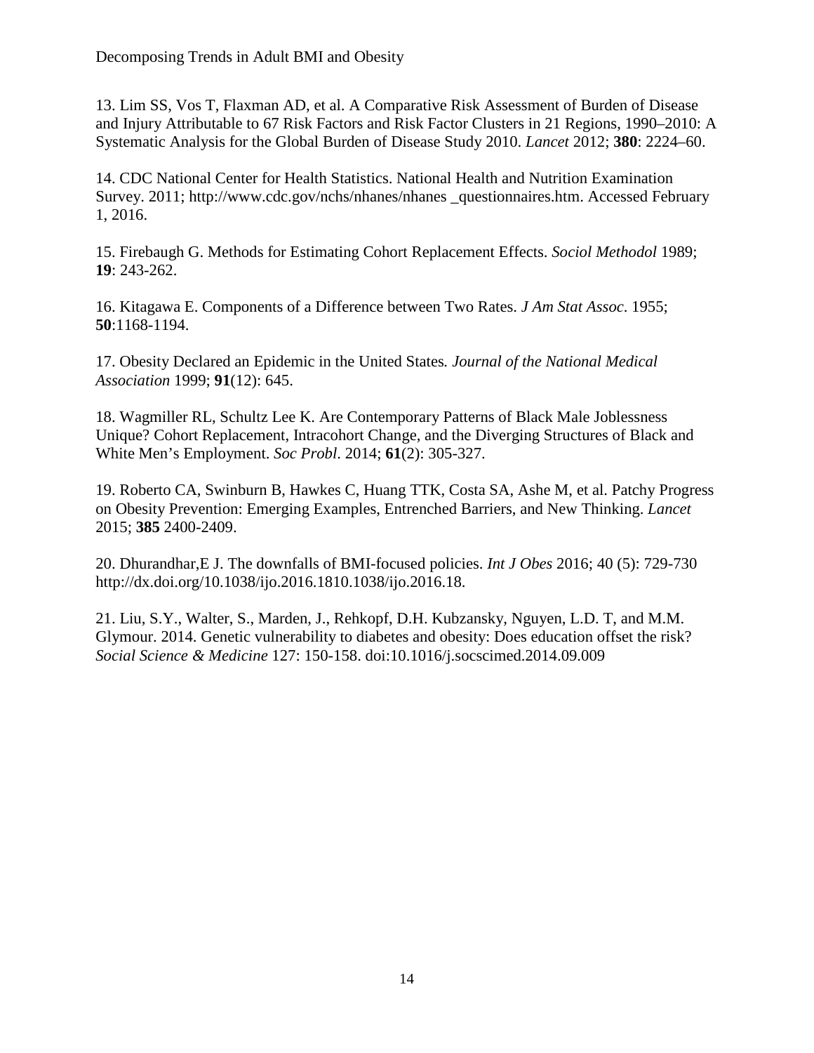13. Lim SS, Vos T, Flaxman AD, et al. A Comparative Risk Assessment of Burden of Disease and Injury Attributable to 67 Risk Factors and Risk Factor Clusters in 21 Regions, 1990–2010: A Systematic Analysis for the Global Burden of Disease Study 2010. *Lancet* 2012; **380**: 2224–60.

14. CDC National Center for Health Statistics. National Health and Nutrition Examination Survey. 2011; http://www.cdc.gov/nchs/nhanes/nhanes _questionnaires.htm. Accessed February 1, 2016.

15. Firebaugh G. Methods for Estimating Cohort Replacement Effects. *Sociol Methodol* 1989; **19**: 243-262.

16. Kitagawa E. Components of a Difference between Two Rates. *J Am Stat Assoc*. 1955; **50**:1168-1194.

17. Obesity Declared an Epidemic in the United States*. Journal of the National Medical Association* 1999; **91**(12): 645.

18. Wagmiller RL, Schultz Lee K. Are Contemporary Patterns of Black Male Joblessness Unique? Cohort Replacement, Intracohort Change, and the Diverging Structures of Black and White Men's Employment. *Soc Probl*. 2014; **61**(2): 305-327.

19. Roberto CA, Swinburn B, Hawkes C, Huang TTK, Costa SA, Ashe M, et al. Patchy Progress on Obesity Prevention: Emerging Examples, Entrenched Barriers, and New Thinking. *Lancet* 2015; **385** 2400-2409.

20. Dhurandhar,E J. The downfalls of BMI-focused policies. *Int J Obes* 2016; 40 (5): 729-730 http://dx.doi.org/10.1038/ijo.2016.1810.1038/ijo.2016.18.

21. Liu, S.Y., Walter, S., Marden, J., Rehkopf, D.H. Kubzansky, Nguyen, L.D. T, and M.M. Glymour. 2014. Genetic vulnerability to diabetes and obesity: Does education offset the risk? *Social Science & Medicine* 127: 150-158. doi:10.1016/j.socscimed.2014.09.009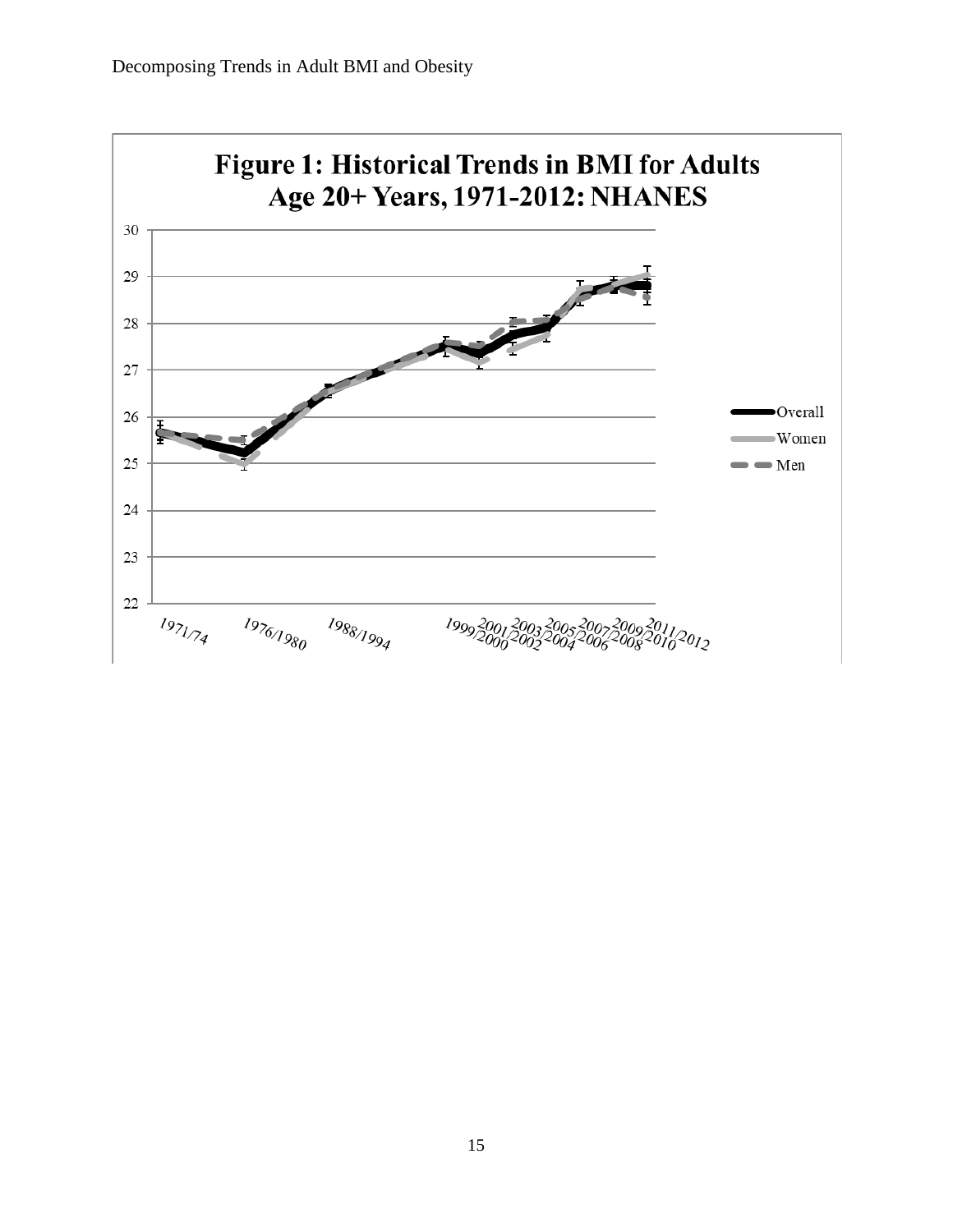**Figure 1: Historical Trends in BMI for Adults Age 20+ Years, 1971-2012: NHANES**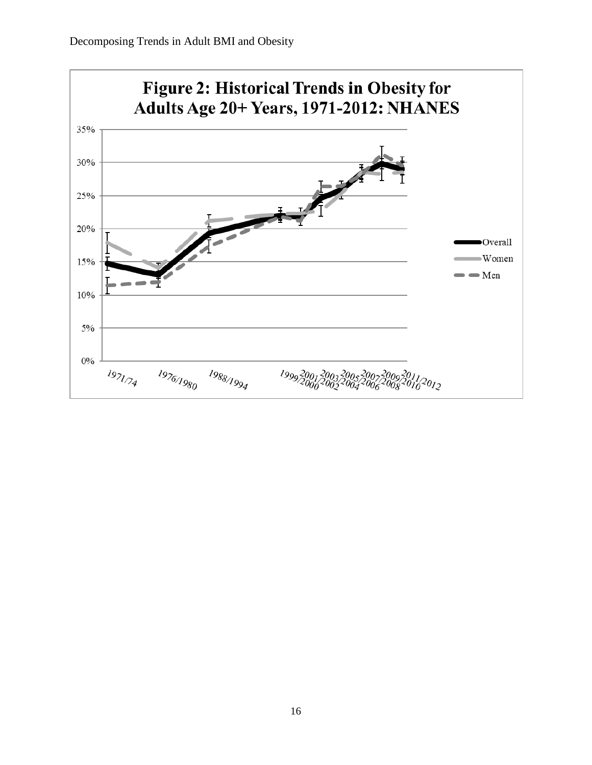**Figure 2: Historical Trends in Obesity for Adults Age 20+ Years, 1971-2012: NHANES**

35%

30%

25%

20%

15%

10%

5%

0%

1971/74 1976/1980 1988/1994 1999/2000 2001/2002 2003/2004 2005/2006 2007/2008 2009/2010 2011/2012

Overall

Women

Men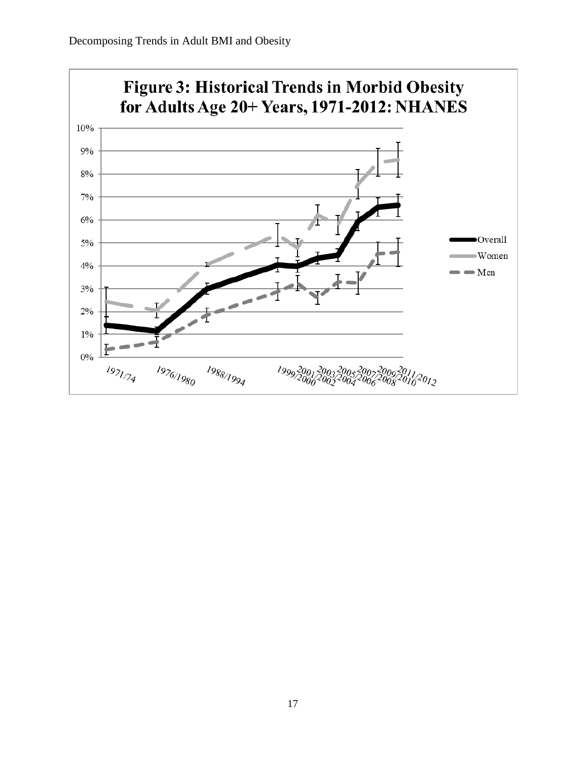**Figure 3: Historical Trends in Morbid Obesity for Adults Age 20+ Years, 1971-2012: NHANES**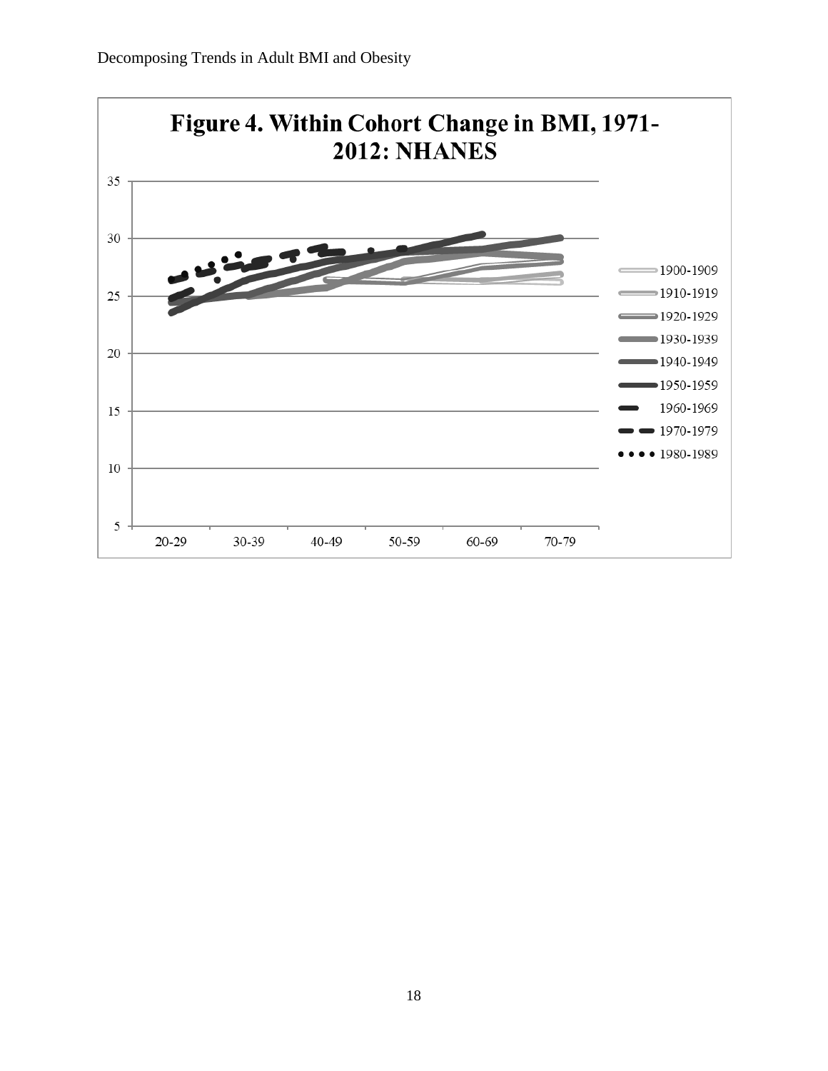**Figure 4. Within Cohort Change in BMI, 1971-2012: NHANES**

| | 20-29 | 30-39 | 40-49 | 50-59 | 60-69 | 70-79 |
|---|---|---|---|---|---|---|

Legend: 1900-1909, 1910-1919, 1920-1929, 1930-1939, 1940-1949, 1950-1959, 1960-1969, 1970-1979, 1980-1989

Y-axis: 5, 10, 15, 20, 25, 30, 35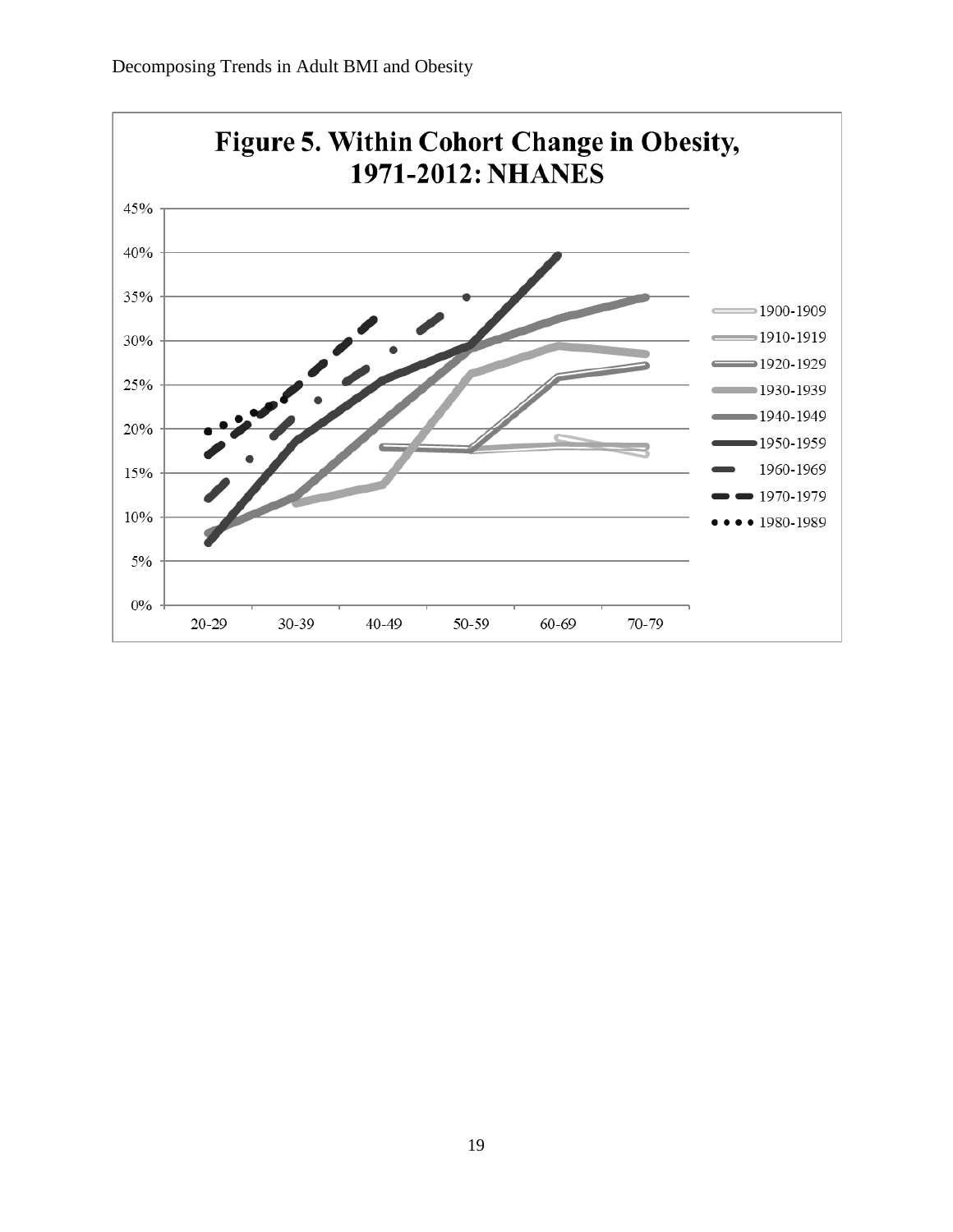**Figure 5. Within Cohort Change in Obesity, 1971-2012: NHANES**

| | 20-29 | 30-39 | 40-49 | 50-59 | 60-69 | 70-79 |
|---|---|---|---|---|---|---|

Legend: 1900-1909, 1910-1919, 1920-1929, 1930-1939, 1940-1949, 1950-1959, 1960-1969, 1970-1979, 1980-1989

Y-axis: 0%, 5%, 10%, 15%, 20%, 25%, 30%, 35%, 40%, 45%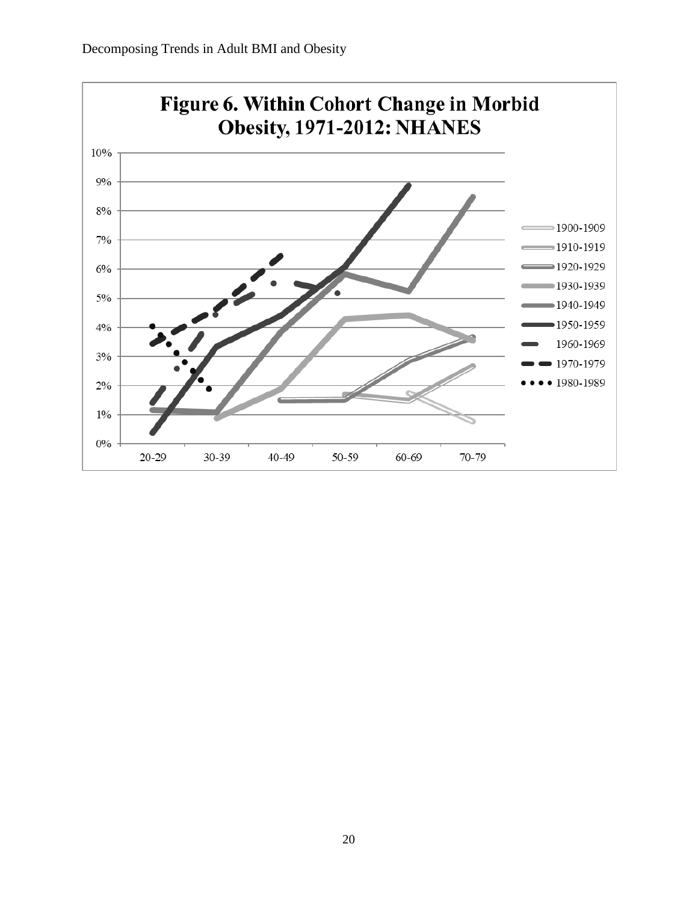**Figure 6. Within Cohort Change in Morbid Obesity, 1971-2012: NHANES**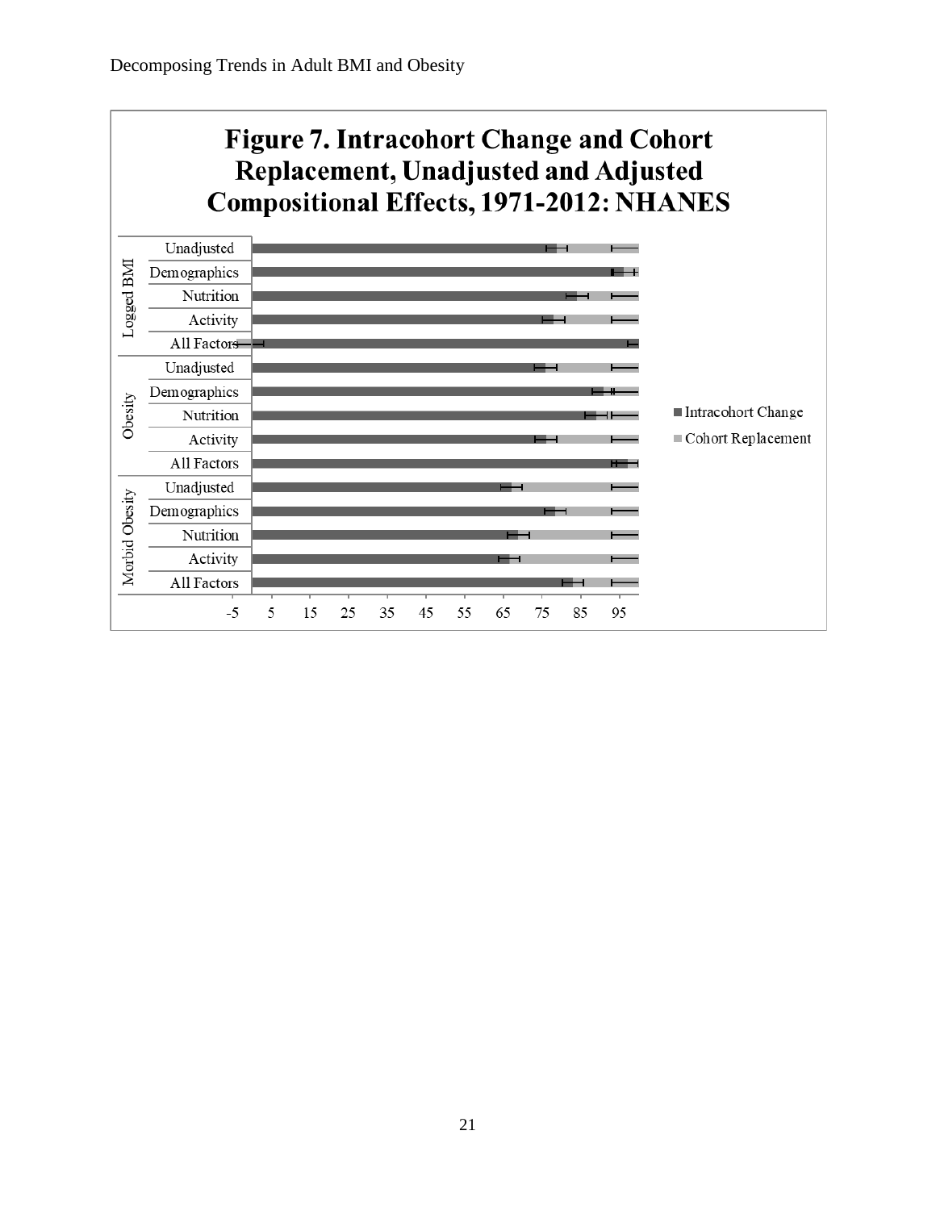**Figure 7. Intracohort Change and Cohort Replacement, Unadjusted and Adjusted Compositional Effects, 1971-2012: NHANES**

| Outcome | Model |
|---|---|
| Logged BMI | Unadjusted |
| | Demographics |
| | Nutrition |
| | Activity |
| | All Factors |
| Obesity | Unadjusted |
| | Demographics |
| | Nutrition |
| | Activity |
| | All Factors |
| Morbid Obesity | Unadjusted |
| | Demographics |
| | Nutrition |
| | Activity |
| | All Factors |

Legend: Intracohort Change; Cohort Replacement

X-axis: -5, 5, 15, 25, 35, 45, 55, 65, 75, 85, 95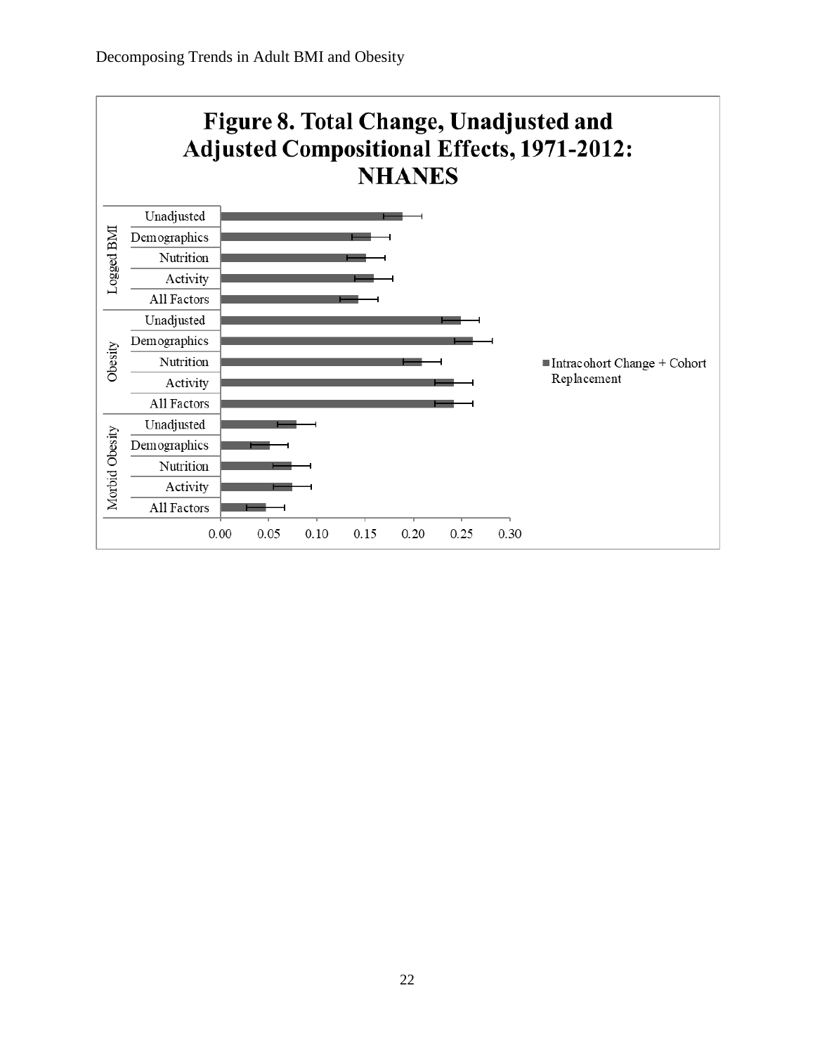**Figure 8. Total Change, Unadjusted and Adjusted Compositional Effects, 1971-2012: NHANES**

Logged BMI
Unadjusted
Demographics
Nutrition
Activity
All Factors

Obesity
Unadjusted
Demographics
Nutrition
Activity
All Factors

Morbid Obesity
Unadjusted
Demographics
Nutrition
Activity
All Factors

0.00 0.05 0.10 0.15 0.20 0.25 0.30

Intracohort Change + Cohort Replacement